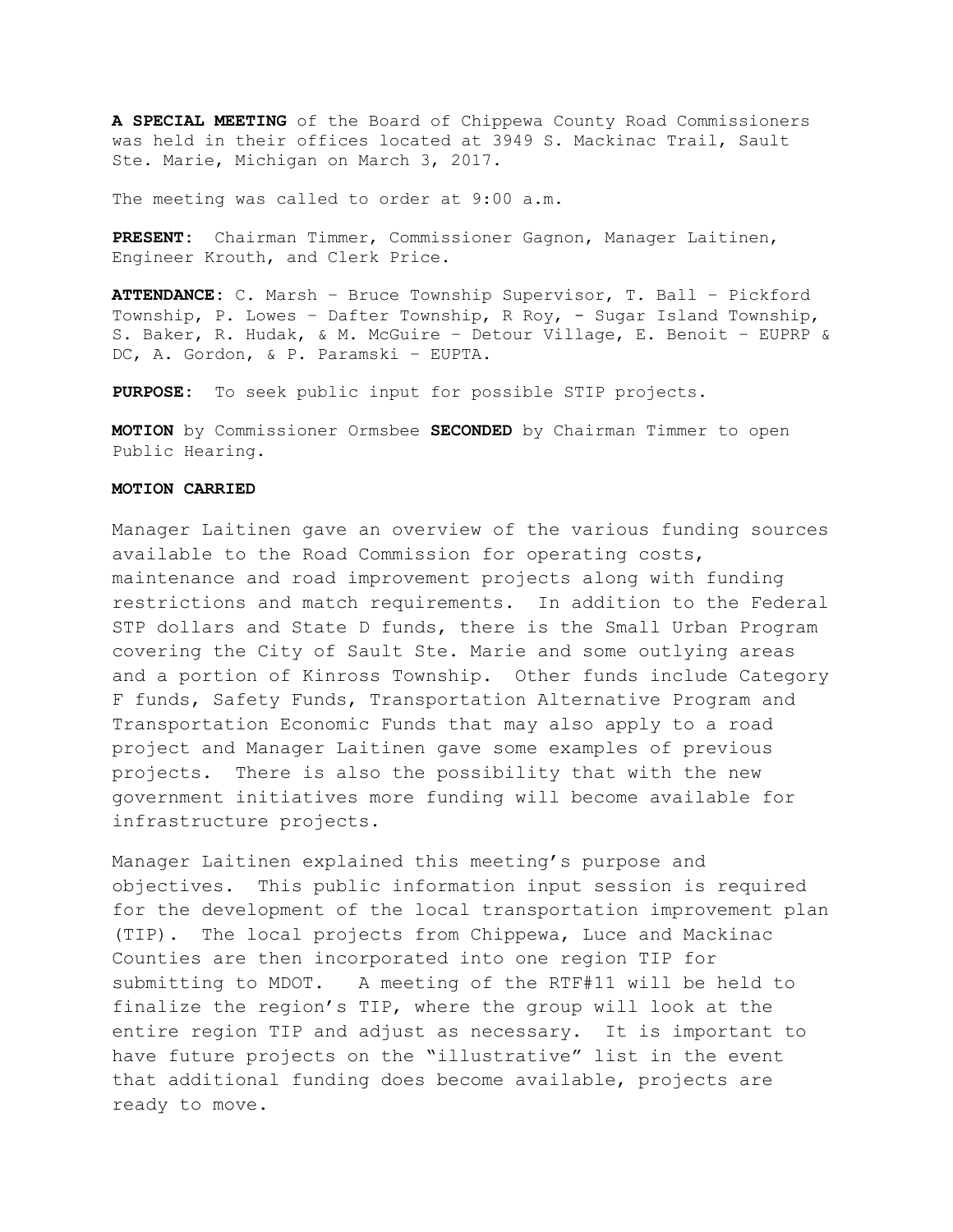**A SPECIAL MEETING** of the Board of Chippewa County Road Commissioners was held in their offices located at 3949 S. Mackinac Trail, Sault Ste. Marie, Michigan on March 3, 2017.

The meeting was called to order at 9:00 a.m.

**PRESENT:** Chairman Timmer, Commissioner Gagnon, Manager Laitinen, Engineer Krouth, and Clerk Price.

**ATTENDANCE:** C. Marsh – Bruce Township Supervisor, T. Ball – Pickford Township, P. Lowes – Dafter Township, R Roy, - Sugar Island Township, S. Baker, R. Hudak, & M. McGuire – Detour Village, E. Benoit – EUPRP & DC, A. Gordon, & P. Paramski – EUPTA.

**PURPOSE:** To seek public input for possible STIP projects.

**MOTION** by Commissioner Ormsbee **SECONDED** by Chairman Timmer to open Public Hearing.

**MOTION CARRIED**

Manager Laitinen gave an overview of the various funding sources available to the Road Commission for operating costs, maintenance and road improvement projects along with funding restrictions and match requirements. In addition to the Federal STP dollars and State D funds, there is the Small Urban Program covering the City of Sault Ste. Marie and some outlying areas and a portion of Kinross Township. Other funds include Category F funds, Safety Funds, Transportation Alternative Program and Transportation Economic Funds that may also apply to a road project and Manager Laitinen gave some examples of previous projects. There is also the possibility that with the new government initiatives more funding will become available for infrastructure projects.

Manager Laitinen explained this meeting's purpose and objectives. This public information input session is required for the development of the local transportation improvement plan (TIP). The local projects from Chippewa, Luce and Mackinac Counties are then incorporated into one region TIP for submitting to MDOT. A meeting of the RTF#11 will be held to finalize the region's TIP, where the group will look at the entire region TIP and adjust as necessary. It is important to have future projects on the "illustrative" list in the event that additional funding does become available, projects are ready to move.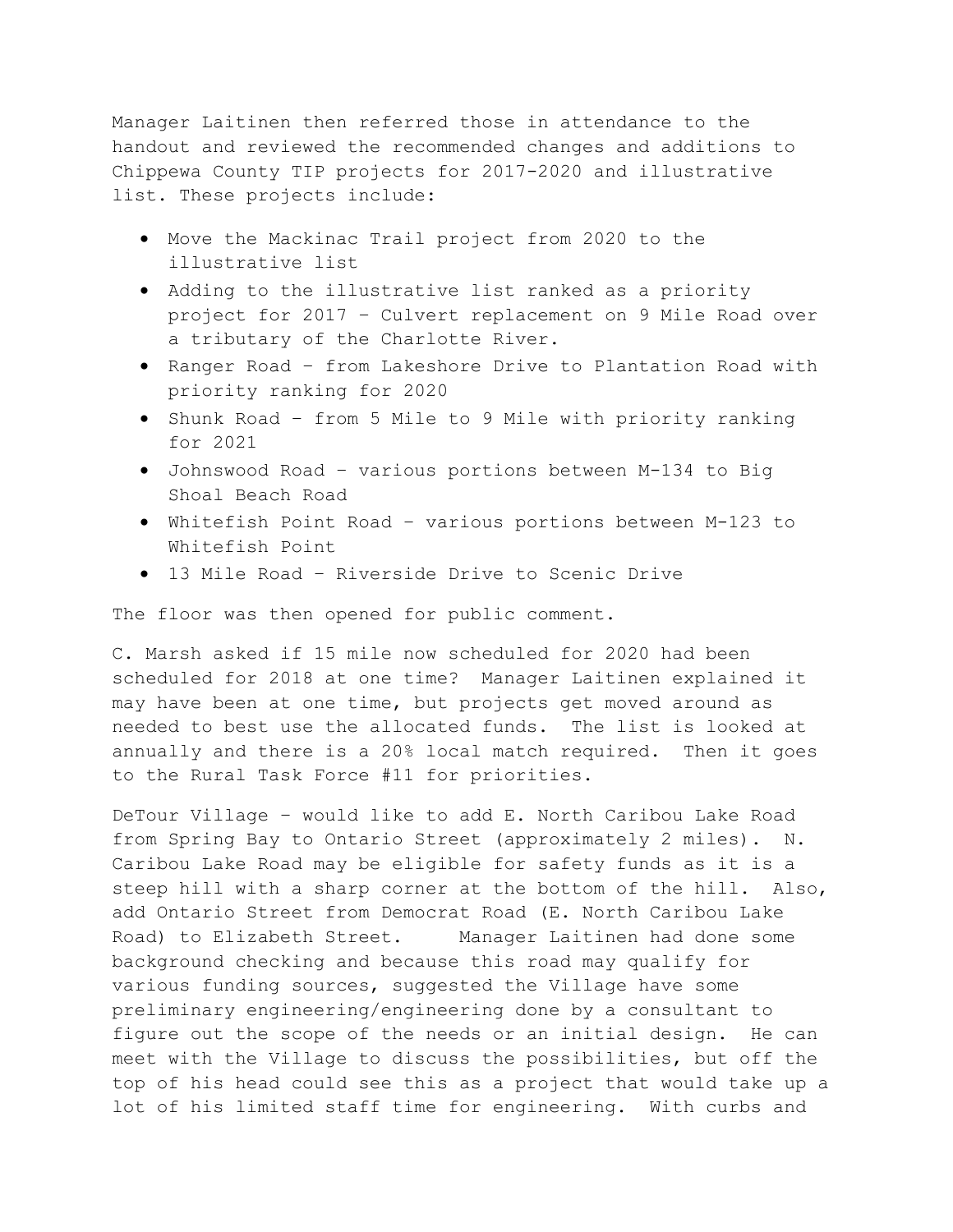Manager Laitinen then referred those in attendance to the handout and reviewed the recommended changes and additions to Chippewa County TIP projects for 2017-2020 and illustrative list. These projects include:

- Move the Mackinac Trail project from 2020 to the illustrative list
- Adding to the illustrative list ranked as a priority project for 2017 – Culvert replacement on 9 Mile Road over a tributary of the Charlotte River.
- Ranger Road – from Lakeshore Drive to Plantation Road with priority ranking for 2020
- Shunk Road – from 5 Mile to 9 Mile with priority ranking for 2021
- Johnswood Road – various portions between M-134 to Big Shoal Beach Road
- Whitefish Point Road – various portions between M-123 to Whitefish Point
- 13 Mile Road – Riverside Drive to Scenic Drive

The floor was then opened for public comment.

C. Marsh asked if 15 mile now scheduled for 2020 had been scheduled for 2018 at one time? Manager Laitinen explained it may have been at one time, but projects get moved around as needed to best use the allocated funds. The list is looked at annually and there is a 20% local match required. Then it goes to the Rural Task Force #11 for priorities.

DeTour Village – would like to add E. North Caribou Lake Road from Spring Bay to Ontario Street (approximately 2 miles). N. Caribou Lake Road may be eligible for safety funds as it is a steep hill with a sharp corner at the bottom of the hill. Also, add Ontario Street from Democrat Road (E. North Caribou Lake Road) to Elizabeth Street. Manager Laitinen had done some background checking and because this road may qualify for various funding sources, suggested the Village have some preliminary engineering/engineering done by a consultant to figure out the scope of the needs or an initial design. He can meet with the Village to discuss the possibilities, but off the top of his head could see this as a project that would take up a lot of his limited staff time for engineering. With curbs and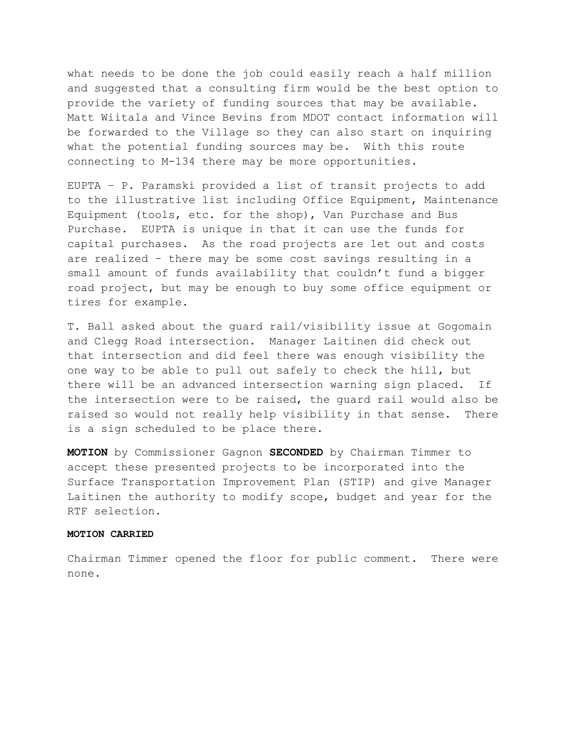what needs to be done the job could easily reach a half million and suggested that a consulting firm would be the best option to provide the variety of funding sources that may be available. Matt Wiitala and Vince Bevins from MDOT contact information will be forwarded to the Village so they can also start on inquiring what the potential funding sources may be. With this route connecting to M-134 there may be more opportunities.

EUPTA – P. Paramski provided a list of transit projects to add to the illustrative list including Office Equipment, Maintenance Equipment (tools, etc. for the shop), Van Purchase and Bus Purchase. EUPTA is unique in that it can use the funds for capital purchases. As the road projects are let out and costs are realized – there may be some cost savings resulting in a small amount of funds availability that couldn't fund a bigger road project, but may be enough to buy some office equipment or tires for example.

T. Ball asked about the guard rail/visibility issue at Gogomain and Clegg Road intersection. Manager Laitinen did check out that intersection and did feel there was enough visibility the one way to be able to pull out safely to check the hill, but there will be an advanced intersection warning sign placed. If the intersection were to be raised, the guard rail would also be raised so would not really help visibility in that sense. There is a sign scheduled to be place there.

**MOTION** by Commissioner Gagnon **SECONDED** by Chairman Timmer to accept these presented projects to be incorporated into the Surface Transportation Improvement Plan (STIP) and give Manager Laitinen the authority to modify scope, budget and year for the RTF selection.

**MOTION CARRIED**

Chairman Timmer opened the floor for public comment. There were none.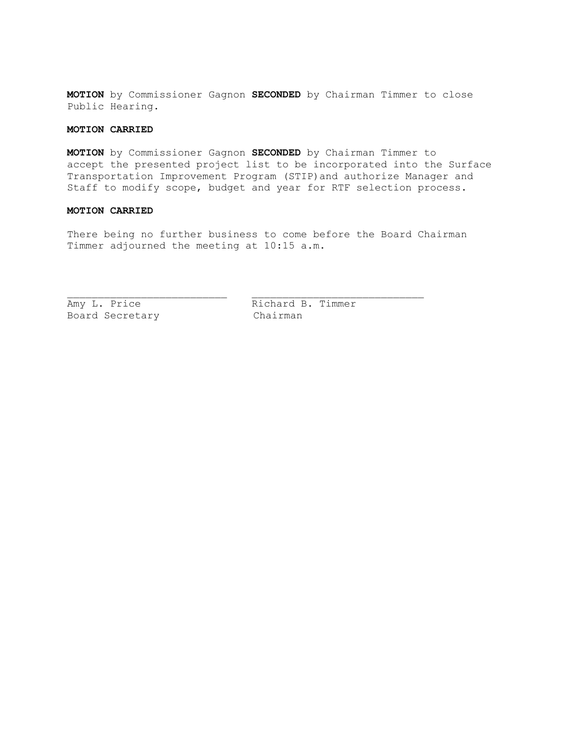**MOTION** by Commissioner Gagnon **SECONDED** by Chairman Timmer to close Public Hearing.

**MOTION CARRIED**

**MOTION** by Commissioner Gagnon **SECONDED** by Chairman Timmer to accept the presented project list to be incorporated into the Surface Transportation Improvement Program (STIP)and authorize Manager and Staff to modify scope, budget and year for RTF selection process.

**MOTION CARRIED**

There being no further business to come before the Board Chairman Timmer adjourned the meeting at 10:15 a.m.

| | |
|---|---|
| ___________________________ | _____________________________ |
| Amy L. Price | Richard B. Timmer |
| Board Secretary | Chairman |